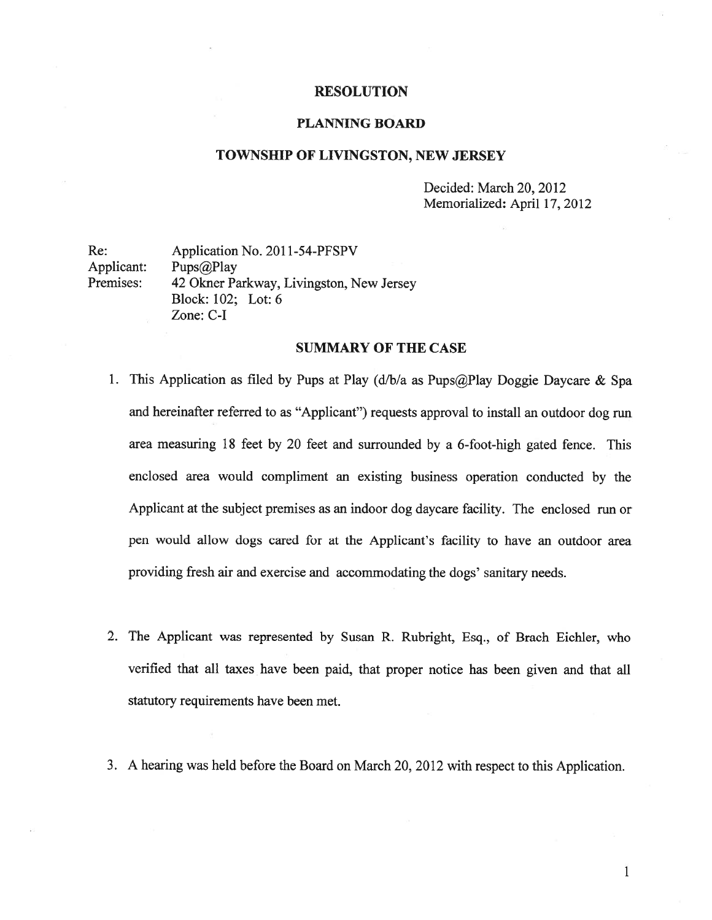# RESOLUTION

## PLANNING BOARD

## TOWNSHIP OF LIVINGSTON, NEW JERSEY

Decided: March 20, 2012
Memorialized: April 17, 2012

Re: Application No. 2011-54-PFSPV
Applicant: Pups@Play
Premises: 42 Okner Parkway, Livingston, New Jersey
Block: 102; Lot: 6
Zone: C-I

## SUMMARY OF THE CASE

1. This Application as filed by Pups at Play (d/b/a as Pups@Play Doggie Daycare & Spa and hereinafter referred to as "Applicant") requests approval to install an outdoor dog run area measuring 18 feet by 20 feet and surrounded by a 6-foot-high gated fence. This enclosed area would compliment an existing business operation conducted by the Applicant at the subject premises as an indoor dog daycare facility. The enclosed run or pen would allow dogs cared for at the Applicant's facility to have an outdoor area providing fresh air and exercise and accommodating the dogs' sanitary needs.

2. The Applicant was represented by Susan R. Rubright, Esq., of Brach Eichler, who verified that all taxes have been paid, that proper notice has been given and that all statutory requirements have been met.

3. A hearing was held before the Board on March 20, 2012 with respect to this Application.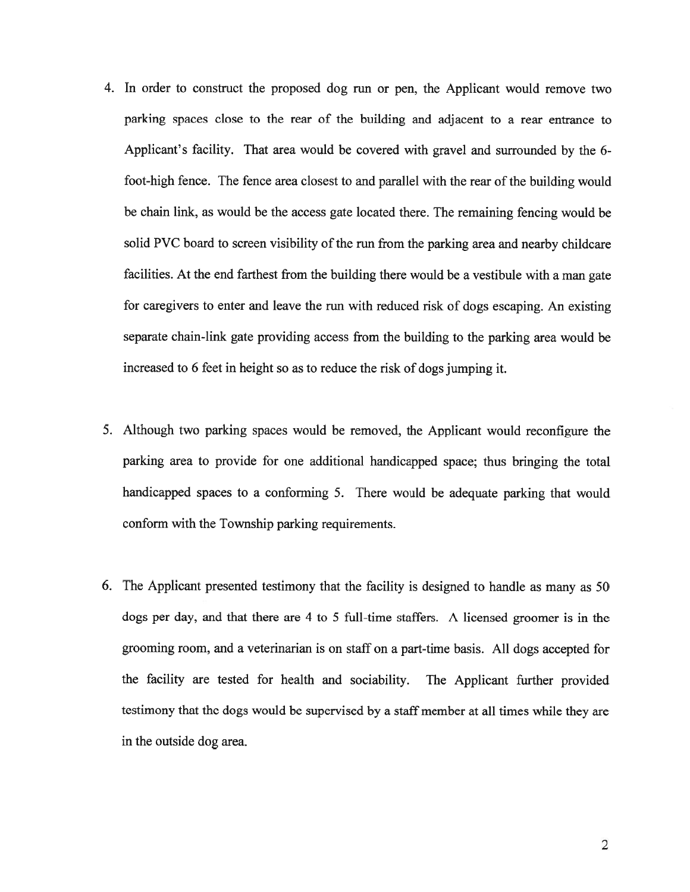4. In order to construct the proposed dog run or pen, the Applicant would remove two parking spaces close to the rear of the building and adjacent to a rear entrance to Applicant's facility. That area would be covered with gravel and surrounded by the 6-foot-high fence. The fence area closest to and parallel with the rear of the building would be chain link, as would be the access gate located there. The remaining fencing would be solid PVC board to screen visibility of the run from the parking area and nearby childcare facilities. At the end farthest from the building there would be a vestibule with a man gate for caregivers to enter and leave the run with reduced risk of dogs escaping. An existing separate chain-link gate providing access from the building to the parking area would be increased to 6 feet in height so as to reduce the risk of dogs jumping it.

5. Although two parking spaces would be removed, the Applicant would reconfigure the parking area to provide for one additional handicapped space; thus bringing the total handicapped spaces to a conforming 5. There would be adequate parking that would conform with the Township parking requirements.

6. The Applicant presented testimony that the facility is designed to handle as many as 50 dogs per day, and that there are 4 to 5 full-time staffers. A licensed groomer is in the grooming room, and a veterinarian is on staff on a part-time basis. All dogs accepted for the facility are tested for health and sociability. The Applicant further provided testimony that the dogs would be supervised by a staff member at all times while they are in the outside dog area.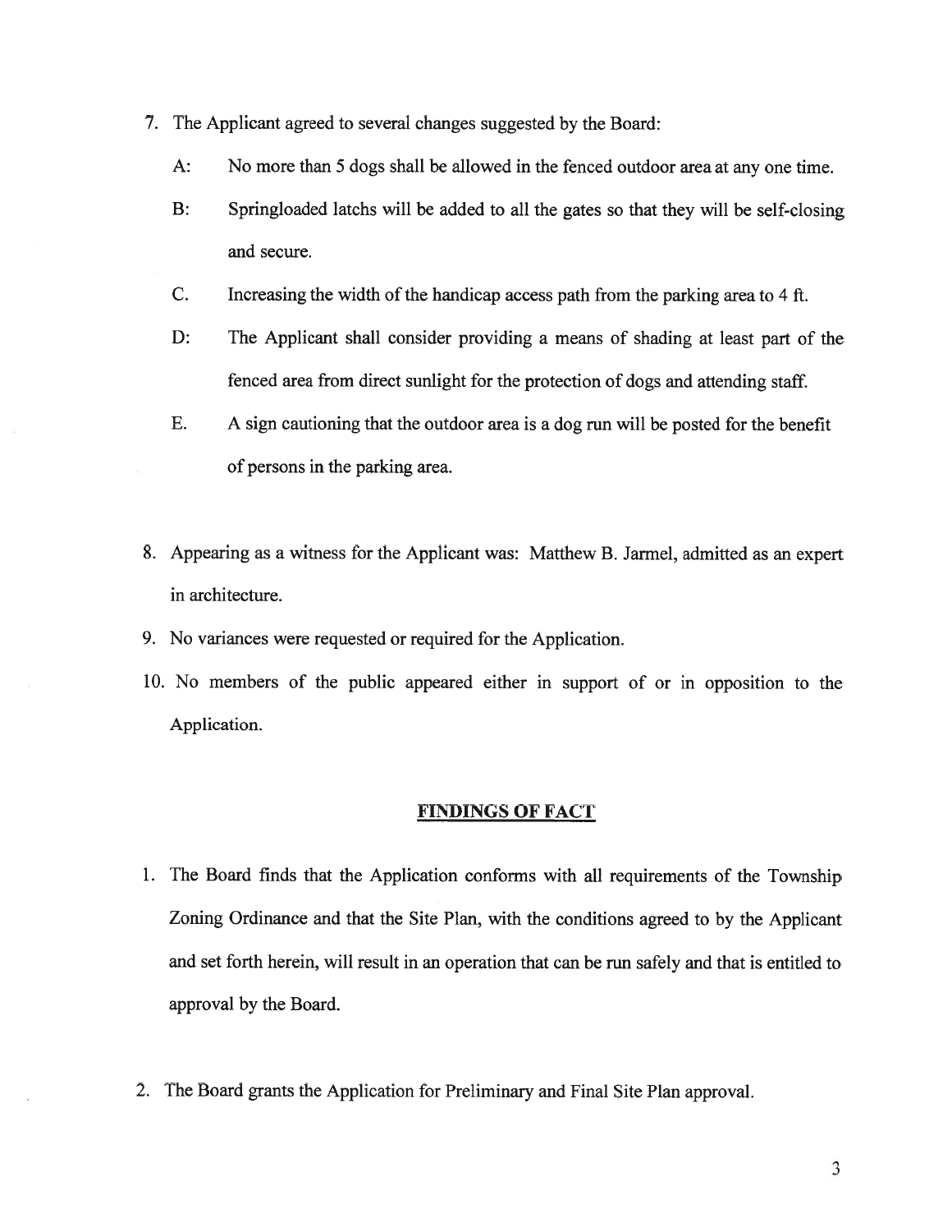7. The Applicant agreed to several changes suggested by the Board:

   A: No more than 5 dogs shall be allowed in the fenced outdoor area at any one time.

   B: Springloaded latchs will be added to all the gates so that they will be self-closing and secure.

   C. Increasing the width of the handicap access path from the parking area to 4 ft.

   D: The Applicant shall consider providing a means of shading at least part of the fenced area from direct sunlight for the protection of dogs and attending staff.

   E. A sign cautioning that the outdoor area is a dog run will be posted for the benefit of persons in the parking area.

8. Appearing as a witness for the Applicant was: Matthew B. Jarmel, admitted as an expert in architecture.

9. No variances were requested or required for the Application.

10. No members of the public appeared either in support of or in opposition to the Application.

## FINDINGS OF FACT

1. The Board finds that the Application conforms with all requirements of the Township Zoning Ordinance and that the Site Plan, with the conditions agreed to by the Applicant and set forth herein, will result in an operation that can be run safely and that is entitled to approval by the Board.

2. The Board grants the Application for Preliminary and Final Site Plan approval.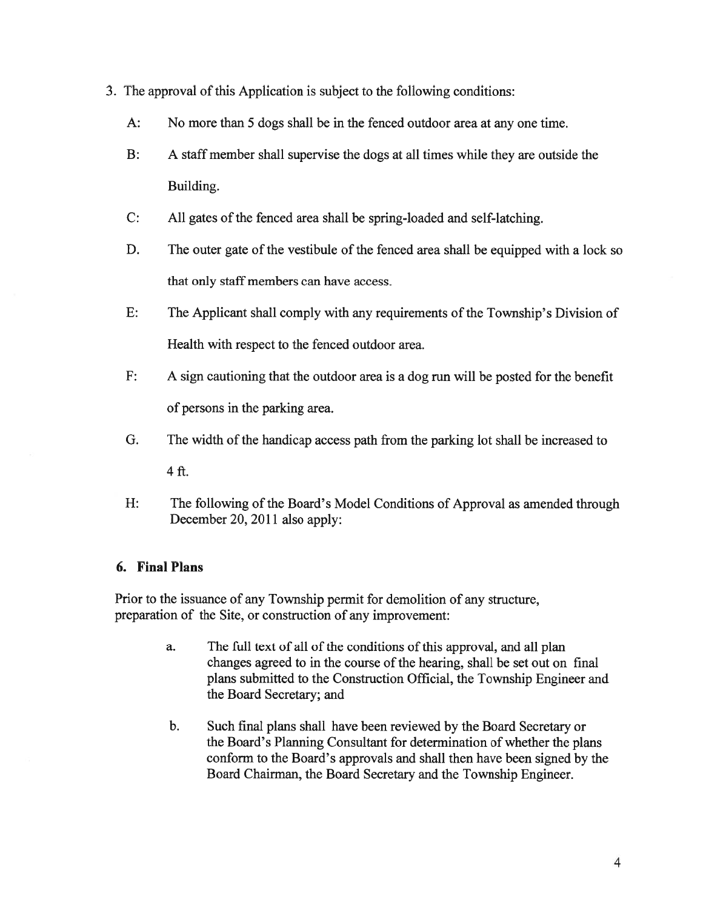3. The approval of this Application is subject to the following conditions:

   A: No more than 5 dogs shall be in the fenced outdoor area at any one time.

   B: A staff member shall supervise the dogs at all times while they are outside the Building.

   C: All gates of the fenced area shall be spring-loaded and self-latching.

   D. The outer gate of the vestibule of the fenced area shall be equipped with a lock so that only staff members can have access.

   E: The Applicant shall comply with any requirements of the Township's Division of Health with respect to the fenced outdoor area.

   F: A sign cautioning that the outdoor area is a dog run will be posted for the benefit of persons in the parking area.

   G. The width of the handicap access path from the parking lot shall be increased to 4 ft.

   H: The following of the Board's Model Conditions of Approval as amended through December 20, 2011 also apply:

### 6. Final Plans

Prior to the issuance of any Township permit for demolition of any structure, preparation of the Site, or construction of any improvement:

a. The full text of all of the conditions of this approval, and all plan changes agreed to in the course of the hearing, shall be set out on final plans submitted to the Construction Official, the Township Engineer and the Board Secretary; and

b. Such final plans shall have been reviewed by the Board Secretary or the Board's Planning Consultant for determination of whether the plans conform to the Board's approvals and shall then have been signed by the Board Chairman, the Board Secretary and the Township Engineer.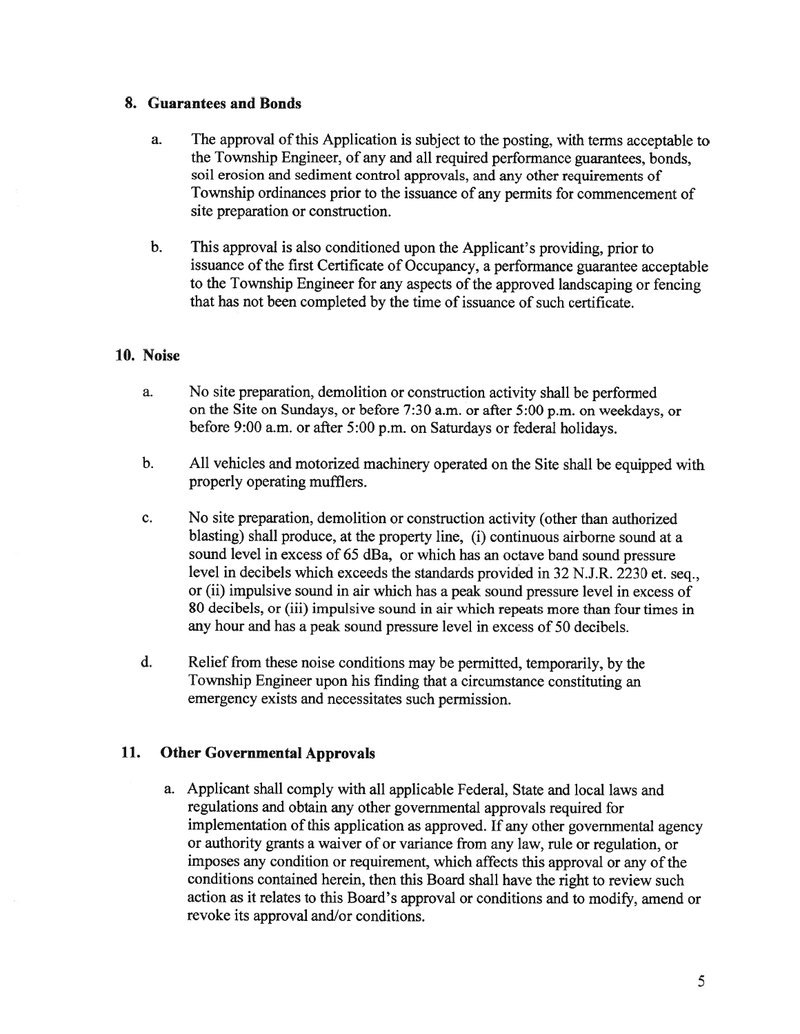## 8. Guarantees and Bonds

a. The approval of this Application is subject to the posting, with terms acceptable to the Township Engineer, of any and all required performance guarantees, bonds, soil erosion and sediment control approvals, and any other requirements of Township ordinances prior to the issuance of any permits for commencement of site preparation or construction.

b. This approval is also conditioned upon the Applicant's providing, prior to issuance of the first Certificate of Occupancy, a performance guarantee acceptable to the Township Engineer for any aspects of the approved landscaping or fencing that has not been completed by the time of issuance of such certificate.

## 10. Noise

a. No site preparation, demolition or construction activity shall be performed on the Site on Sundays, or before 7:30 a.m. or after 5:00 p.m. on weekdays, or before 9:00 a.m. or after 5:00 p.m. on Saturdays or federal holidays.

b. All vehicles and motorized machinery operated on the Site shall be equipped with properly operating mufflers.

c. No site preparation, demolition or construction activity (other than authorized blasting) shall produce, at the property line, (i) continuous airborne sound at a sound level in excess of 65 dBa, or which has an octave band sound pressure level in decibels which exceeds the standards provided in 32 N.J.R. 2230 et. seq., or (ii) impulsive sound in air which has a peak sound pressure level in excess of 80 decibels, or (iii) impulsive sound in air which repeats more than four times in any hour and has a peak sound pressure level in excess of 50 decibels.

d. Relief from these noise conditions may be permitted, temporarily, by the Township Engineer upon his finding that a circumstance constituting an emergency exists and necessitates such permission.

## 11. Other Governmental Approvals

a. Applicant shall comply with all applicable Federal, State and local laws and regulations and obtain any other governmental approvals required for implementation of this application as approved. If any other governmental agency or authority grants a waiver of or variance from any law, rule or regulation, or imposes any condition or requirement, which affects this approval or any of the conditions contained herein, then this Board shall have the right to review such action as it relates to this Board's approval or conditions and to modify, amend or revoke its approval and/or conditions.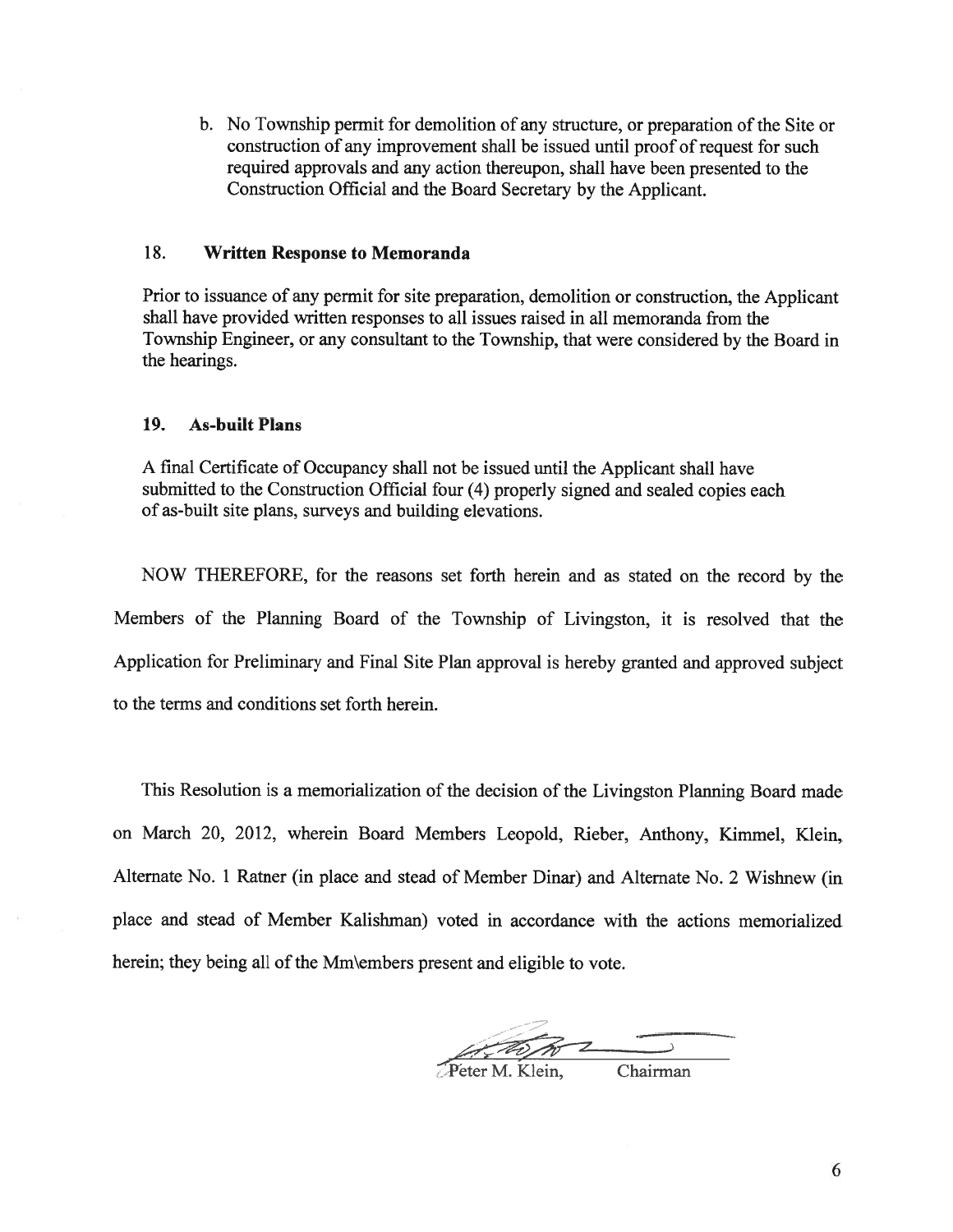b. No Township permit for demolition of any structure, or preparation of the Site or construction of any improvement shall be issued until proof of request for such required approvals and any action thereupon, shall have been presented to the Construction Official and the Board Secretary by the Applicant.

### 18. Written Response to Memoranda

Prior to issuance of any permit for site preparation, demolition or construction, the Applicant shall have provided written responses to all issues raised in all memoranda from the Township Engineer, or any consultant to the Township, that were considered by the Board in the hearings.

### 19. As-built Plans

A final Certificate of Occupancy shall not be issued until the Applicant shall have submitted to the Construction Official four (4) properly signed and sealed copies each of as-built site plans, surveys and building elevations.

NOW THEREFORE, for the reasons set forth herein and as stated on the record by the Members of the Planning Board of the Township of Livingston, it is resolved that the Application for Preliminary and Final Site Plan approval is hereby granted and approved subject to the terms and conditions set forth herein.

This Resolution is a memorialization of the decision of the Livingston Planning Board made on March 20, 2012, wherein Board Members Leopold, Rieber, Anthony, Kimmel, Klein, Alternate No. 1 Ratner (in place and stead of Member Dinar) and Alternate No. 2 Wishnew (in place and stead of Member Kalishman) voted in accordance with the actions memorialized herein; they being all of the Mm\embers present and eligible to vote.

Peter M. Klein, Chairman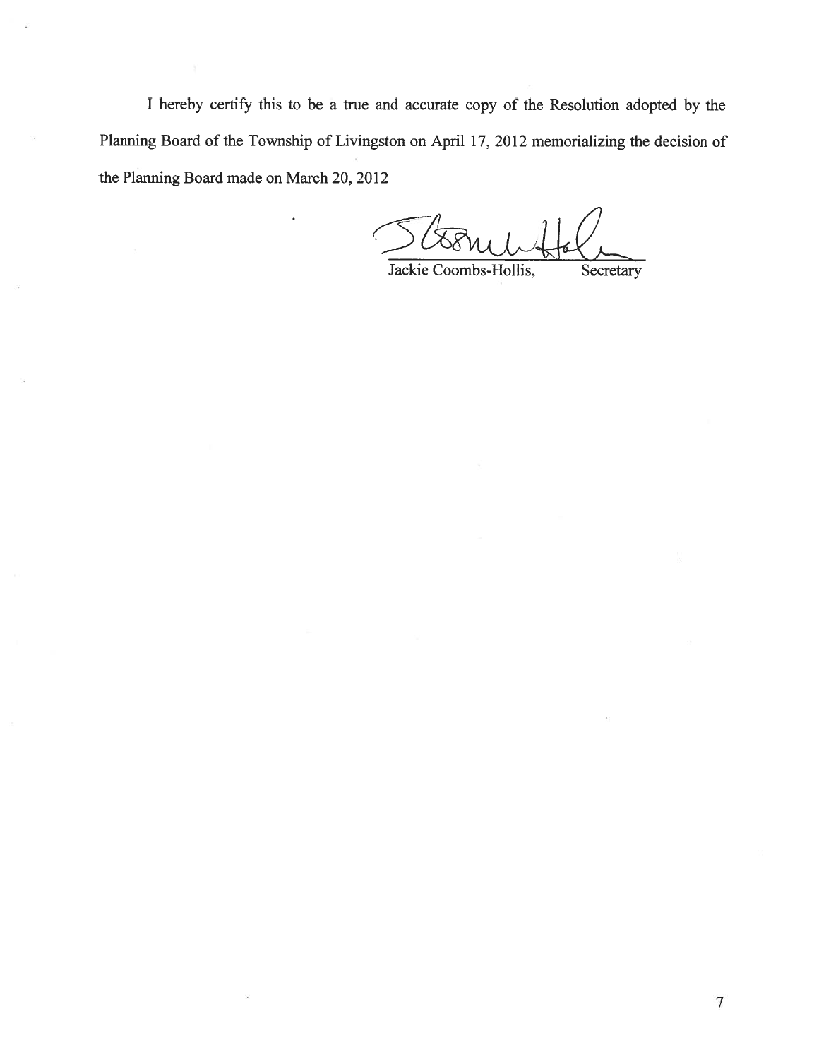I hereby certify this to be a true and accurate copy of the Resolution adopted by the Planning Board of the Township of Livingston on April 17, 2012 memorializing the decision of the Planning Board made on March 20, 2012

Jackie Coombs-Hollis, Secretary